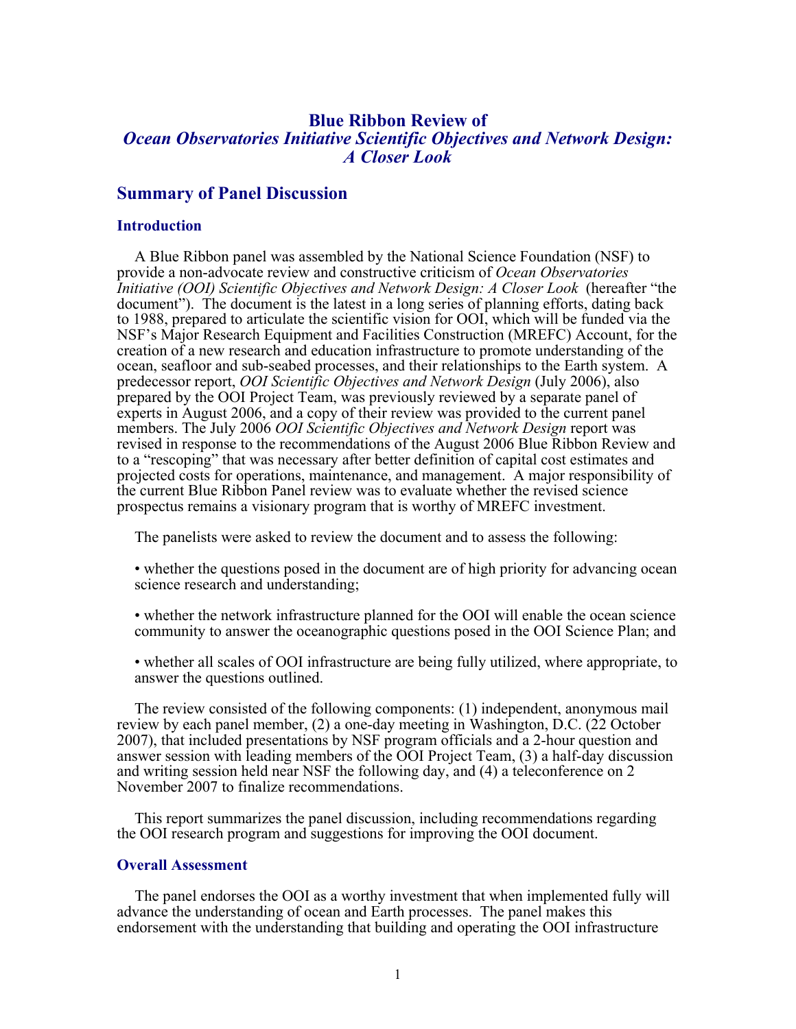# Blue Ribbon Review of *Ocean Observatories Initiative Scientific Objectives and Network Design: A Closer Look*

## Summary of Panel Discussion

### Introduction

A Blue Ribbon panel was assembled by the National Science Foundation (NSF) to provide a non-advocate review and constructive criticism of *Ocean Observatories Initiative (OOI) Scientific Objectives and Network Design: A Closer Look* (hereafter "the document"). The document is the latest in a long series of planning efforts, dating back to 1988, prepared to articulate the scientific vision for OOI, which will be funded via the NSF's Major Research Equipment and Facilities Construction (MREFC) Account, for the creation of a new research and education infrastructure to promote understanding of the ocean, seafloor and sub-seabed processes, and their relationships to the Earth system. A predecessor report, *OOI Scientific Objectives and Network Design* (July 2006), also prepared by the OOI Project Team, was previously reviewed by a separate panel of experts in August 2006, and a copy of their review was provided to the current panel members. The July 2006 *OOI Scientific Objectives and Network Design* report was revised in response to the recommendations of the August 2006 Blue Ribbon Review and to a "rescoping" that was necessary after better definition of capital cost estimates and projected costs for operations, maintenance, and management. A major responsibility of the current Blue Ribbon Panel review was to evaluate whether the revised science prospectus remains a visionary program that is worthy of MREFC investment.

The panelists were asked to review the document and to assess the following:

- whether the questions posed in the document are of high priority for advancing ocean science research and understanding;
- whether the network infrastructure planned for the OOI will enable the ocean science community to answer the oceanographic questions posed in the OOI Science Plan; and
- whether all scales of OOI infrastructure are being fully utilized, where appropriate, to answer the questions outlined.

The review consisted of the following components: (1) independent, anonymous mail review by each panel member, (2) a one-day meeting in Washington, D.C. (22 October 2007), that included presentations by NSF program officials and a 2-hour question and answer session with leading members of the OOI Project Team, (3) a half-day discussion and writing session held near NSF the following day, and (4) a teleconference on 2 November 2007 to finalize recommendations.

This report summarizes the panel discussion, including recommendations regarding the OOI research program and suggestions for improving the OOI document.

### Overall Assessment

The panel endorses the OOI as a worthy investment that when implemented fully will advance the understanding of ocean and Earth processes. The panel makes this endorsement with the understanding that building and operating the OOI infrastructure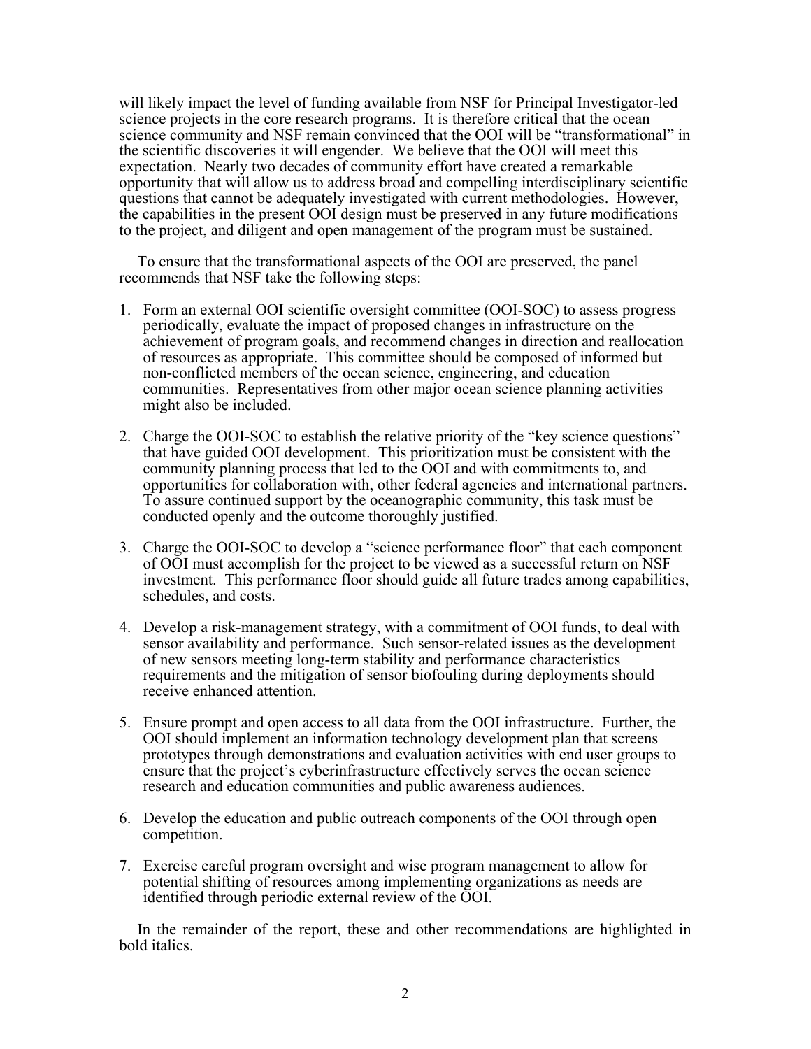will likely impact the level of funding available from NSF for Principal Investigator-led science projects in the core research programs. It is therefore critical that the ocean science community and NSF remain convinced that the OOI will be "transformational" in the scientific discoveries it will engender. We believe that the OOI will meet this expectation. Nearly two decades of community effort have created a remarkable opportunity that will allow us to address broad and compelling interdisciplinary scientific questions that cannot be adequately investigated with current methodologies. However, the capabilities in the present OOI design must be preserved in any future modifications to the project, and diligent and open management of the program must be sustained.

To ensure that the transformational aspects of the OOI are preserved, the panel recommends that NSF take the following steps:

1. Form an external OOI scientific oversight committee (OOI-SOC) to assess progress periodically, evaluate the impact of proposed changes in infrastructure on the achievement of program goals, and recommend changes in direction and reallocation of resources as appropriate. This committee should be composed of informed but non-conflicted members of the ocean science, engineering, and education communities. Representatives from other major ocean science planning activities might also be included.

2. Charge the OOI-SOC to establish the relative priority of the "key science questions" that have guided OOI development. This prioritization must be consistent with the community planning process that led to the OOI and with commitments to, and opportunities for collaboration with, other federal agencies and international partners. To assure continued support by the oceanographic community, this task must be conducted openly and the outcome thoroughly justified.

3. Charge the OOI-SOC to develop a "science performance floor" that each component of OOI must accomplish for the project to be viewed as a successful return on NSF investment. This performance floor should guide all future trades among capabilities, schedules, and costs.

4. Develop a risk-management strategy, with a commitment of OOI funds, to deal with sensor availability and performance. Such sensor-related issues as the development of new sensors meeting long-term stability and performance characteristics requirements and the mitigation of sensor biofouling during deployments should receive enhanced attention.

5. Ensure prompt and open access to all data from the OOI infrastructure. Further, the OOI should implement an information technology development plan that screens prototypes through demonstrations and evaluation activities with end user groups to ensure that the project's cyberinfrastructure effectively serves the ocean science research and education communities and public awareness audiences.

6. Develop the education and public outreach components of the OOI through open competition.

7. Exercise careful program oversight and wise program management to allow for potential shifting of resources among implementing organizations as needs are identified through periodic external review of the OOI.

In the remainder of the report, these and other recommendations are highlighted in bold italics.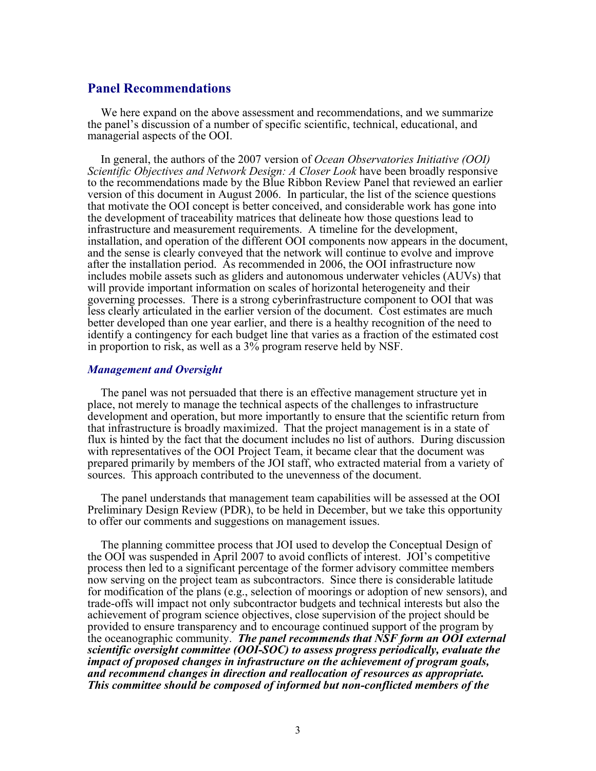## Panel Recommendations

We here expand on the above assessment and recommendations, and we summarize the panel's discussion of a number of specific scientific, technical, educational, and managerial aspects of the OOI.

In general, the authors of the 2007 version of *Ocean Observatories Initiative (OOI) Scientific Objectives and Network Design: A Closer Look* have been broadly responsive to the recommendations made by the Blue Ribbon Review Panel that reviewed an earlier version of this document in August 2006. In particular, the list of the science questions that motivate the OOI concept is better conceived, and considerable work has gone into the development of traceability matrices that delineate how those questions lead to infrastructure and measurement requirements. A timeline for the development, installation, and operation of the different OOI components now appears in the document, and the sense is clearly conveyed that the network will continue to evolve and improve after the installation period. As recommended in 2006, the OOI infrastructure now includes mobile assets such as gliders and autonomous underwater vehicles (AUVs) that will provide important information on scales of horizontal heterogeneity and their governing processes. There is a strong cyberinfrastructure component to OOI that was less clearly articulated in the earlier version of the document. Cost estimates are much better developed than one year earlier, and there is a healthy recognition of the need to identify a contingency for each budget line that varies as a fraction of the estimated cost in proportion to risk, as well as a 3% program reserve held by NSF.

### *Management and Oversight*

The panel was not persuaded that there is an effective management structure yet in place, not merely to manage the technical aspects of the challenges to infrastructure development and operation, but more importantly to ensure that the scientific return from that infrastructure is broadly maximized. That the project management is in a state of flux is hinted by the fact that the document includes no list of authors. During discussion with representatives of the OOI Project Team, it became clear that the document was prepared primarily by members of the JOI staff, who extracted material from a variety of sources. This approach contributed to the unevenness of the document.

The panel understands that management team capabilities will be assessed at the OOI Preliminary Design Review (PDR), to be held in December, but we take this opportunity to offer our comments and suggestions on management issues.

The planning committee process that JOI used to develop the Conceptual Design of the OOI was suspended in April 2007 to avoid conflicts of interest. JOI's competitive process then led to a significant percentage of the former advisory committee members now serving on the project team as subcontractors. Since there is considerable latitude for modification of the plans (e.g., selection of moorings or adoption of new sensors), and trade-offs will impact not only subcontractor budgets and technical interests but also the achievement of program science objectives, close supervision of the project should be provided to ensure transparency and to encourage continued support of the program by the oceanographic community. ***The panel recommends that NSF form an OOI external scientific oversight committee (OOI-SOC) to assess progress periodically, evaluate the impact of proposed changes in infrastructure on the achievement of program goals, and recommend changes in direction and reallocation of resources as appropriate. This committee should be composed of informed but non-conflicted members of the***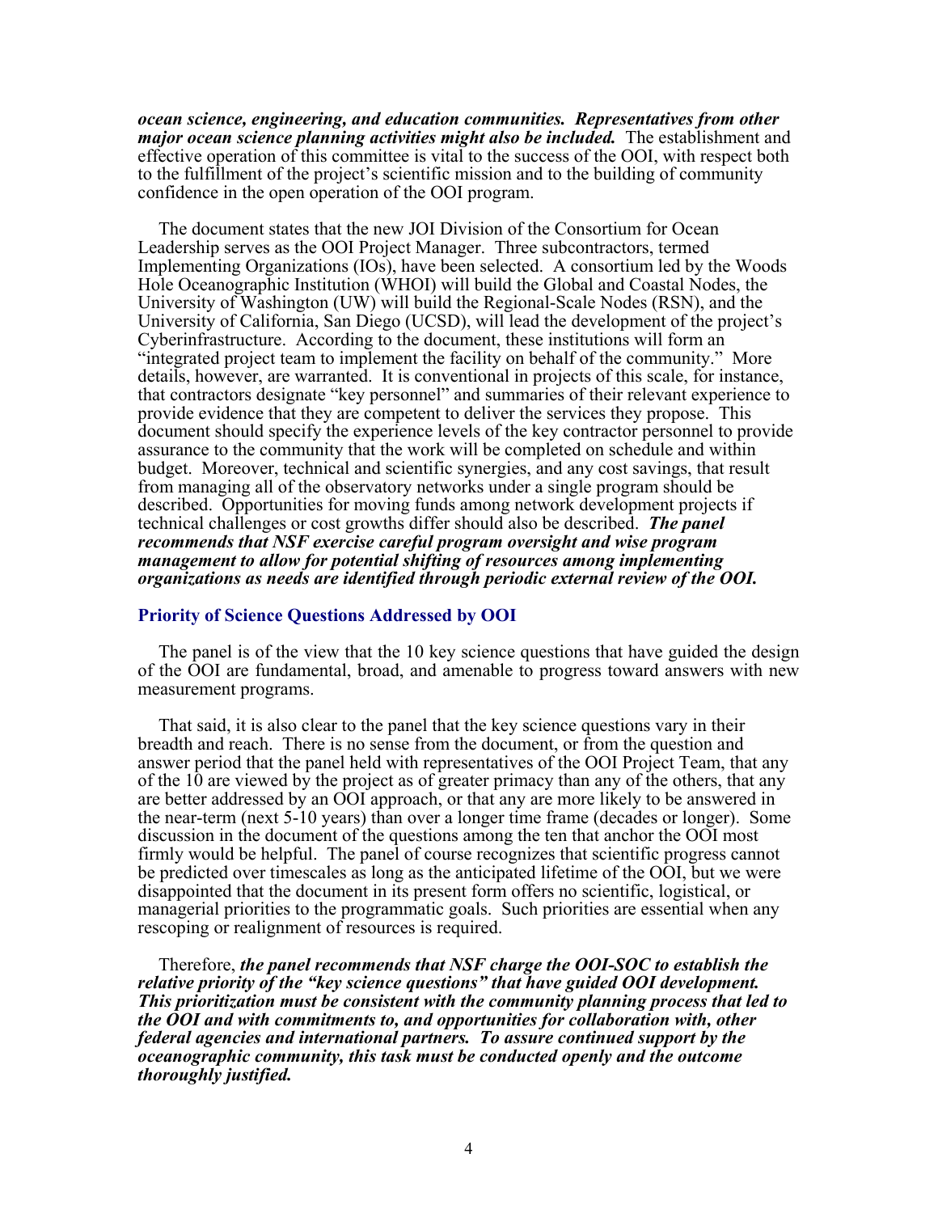***ocean science, engineering, and education communities. Representatives from other major ocean science planning activities might also be included.*** The establishment and effective operation of this committee is vital to the success of the OOI, with respect both to the fulfillment of the project's scientific mission and to the building of community confidence in the open operation of the OOI program.

The document states that the new JOI Division of the Consortium for Ocean Leadership serves as the OOI Project Manager. Three subcontractors, termed Implementing Organizations (IOs), have been selected. A consortium led by the Woods Hole Oceanographic Institution (WHOI) will build the Global and Coastal Nodes, the University of Washington (UW) will build the Regional-Scale Nodes (RSN), and the University of California, San Diego (UCSD), will lead the development of the project's Cyberinfrastructure. According to the document, these institutions will form an "integrated project team to implement the facility on behalf of the community." More details, however, are warranted. It is conventional in projects of this scale, for instance, that contractors designate "key personnel" and summaries of their relevant experience to provide evidence that they are competent to deliver the services they propose. This document should specify the experience levels of the key contractor personnel to provide assurance to the community that the work will be completed on schedule and within budget. Moreover, technical and scientific synergies, and any cost savings, that result from managing all of the observatory networks under a single program should be described. Opportunities for moving funds among network development projects if technical challenges or cost growths differ should also be described. ***The panel recommends that NSF exercise careful program oversight and wise program management to allow for potential shifting of resources among implementing organizations as needs are identified through periodic external review of the OOI.***

## Priority of Science Questions Addressed by OOI

The panel is of the view that the 10 key science questions that have guided the design of the OOI are fundamental, broad, and amenable to progress toward answers with new measurement programs.

That said, it is also clear to the panel that the key science questions vary in their breadth and reach. There is no sense from the document, or from the question and answer period that the panel held with representatives of the OOI Project Team, that any of the 10 are viewed by the project as of greater primacy than any of the others, that any are better addressed by an OOI approach, or that any are more likely to be answered in the near-term (next 5-10 years) than over a longer time frame (decades or longer). Some discussion in the document of the questions among the ten that anchor the OOI most firmly would be helpful. The panel of course recognizes that scientific progress cannot be predicted over timescales as long as the anticipated lifetime of the OOI, but we were disappointed that the document in its present form offers no scientific, logistical, or managerial priorities to the programmatic goals. Such priorities are essential when any rescoping or realignment of resources is required.

Therefore, ***the panel recommends that NSF charge the OOI-SOC to establish the relative priority of the "key science questions" that have guided OOI development. This prioritization must be consistent with the community planning process that led to the OOI and with commitments to, and opportunities for collaboration with, other federal agencies and international partners. To assure continued support by the oceanographic community, this task must be conducted openly and the outcome thoroughly justified.***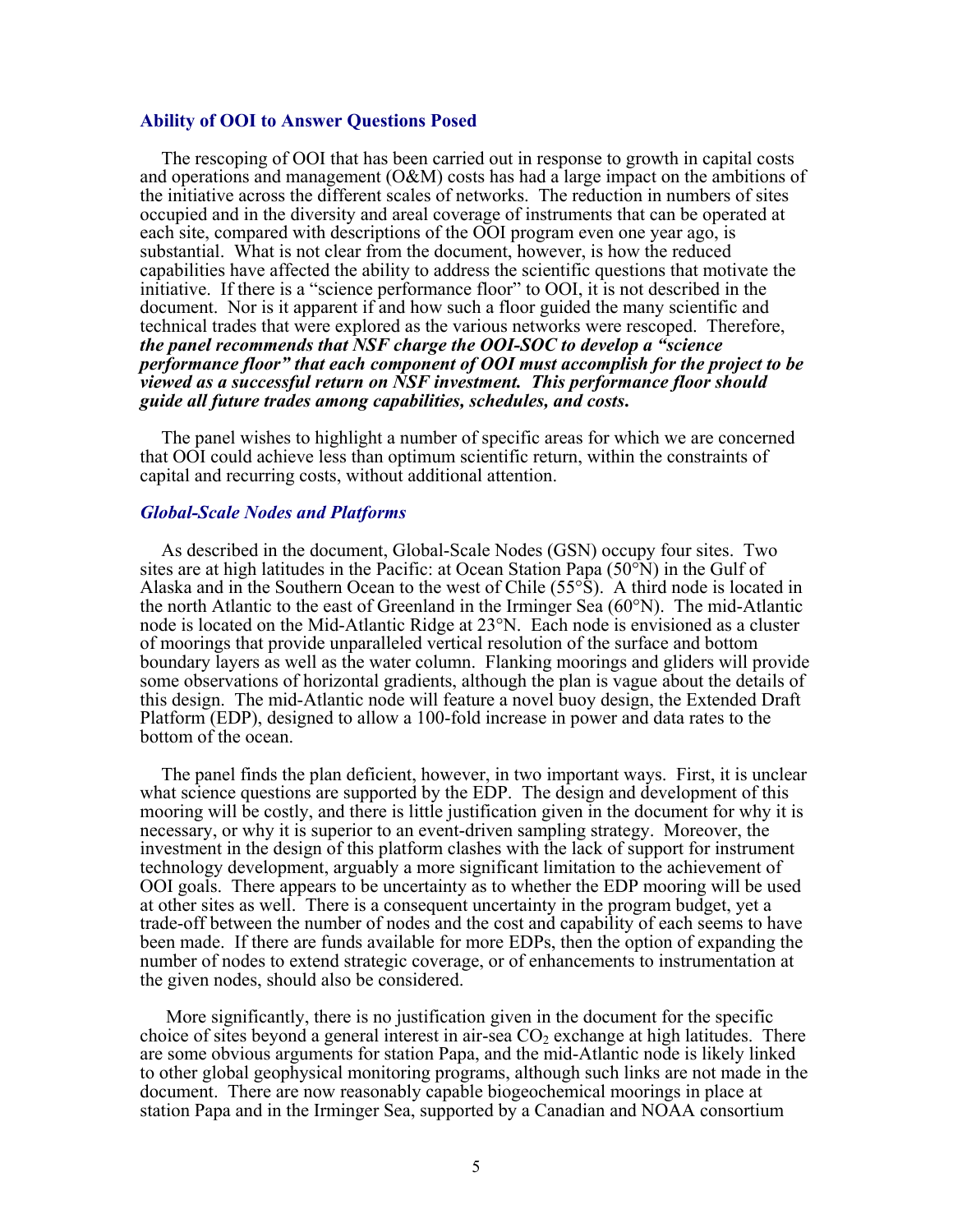## Ability of OOI to Answer Questions Posed

The rescoping of OOI that has been carried out in response to growth in capital costs and operations and management (O&M) costs has had a large impact on the ambitions of the initiative across the different scales of networks. The reduction in numbers of sites occupied and in the diversity and areal coverage of instruments that can be operated at each site, compared with descriptions of the OOI program even one year ago, is substantial. What is not clear from the document, however, is how the reduced capabilities have affected the ability to address the scientific questions that motivate the initiative. If there is a "science performance floor" to OOI, it is not described in the document. Nor is it apparent if and how such a floor guided the many scientific and technical trades that were explored as the various networks were rescoped. Therefore, ***the panel recommends that NSF charge the OOI-SOC to develop a "science performance floor" that each component of OOI must accomplish for the project to be viewed as a successful return on NSF investment. This performance floor should guide all future trades among capabilities, schedules, and costs.***

The panel wishes to highlight a number of specific areas for which we are concerned that OOI could achieve less than optimum scientific return, within the constraints of capital and recurring costs, without additional attention.

### *Global-Scale Nodes and Platforms*

As described in the document, Global-Scale Nodes (GSN) occupy four sites. Two sites are at high latitudes in the Pacific: at Ocean Station Papa (50°N) in the Gulf of Alaska and in the Southern Ocean to the west of Chile (55°S). A third node is located in the north Atlantic to the east of Greenland in the Irminger Sea (60°N). The mid-Atlantic node is located on the Mid-Atlantic Ridge at 23°N. Each node is envisioned as a cluster of moorings that provide unparalleled vertical resolution of the surface and bottom boundary layers as well as the water column. Flanking moorings and gliders will provide some observations of horizontal gradients, although the plan is vague about the details of this design. The mid-Atlantic node will feature a novel buoy design, the Extended Draft Platform (EDP), designed to allow a 100-fold increase in power and data rates to the bottom of the ocean.

The panel finds the plan deficient, however, in two important ways. First, it is unclear what science questions are supported by the EDP. The design and development of this mooring will be costly, and there is little justification given in the document for why it is necessary, or why it is superior to an event-driven sampling strategy. Moreover, the investment in the design of this platform clashes with the lack of support for instrument technology development, arguably a more significant limitation to the achievement of OOI goals. There appears to be uncertainty as to whether the EDP mooring will be used at other sites as well. There is a consequent uncertainty in the program budget, yet a trade-off between the number of nodes and the cost and capability of each seems to have been made. If there are funds available for more EDPs, then the option of expanding the number of nodes to extend strategic coverage, or of enhancements to instrumentation at the given nodes, should also be considered.

More significantly, there is no justification given in the document for the specific choice of sites beyond a general interest in air-sea $CO_2$ exchange at high latitudes. There are some obvious arguments for station Papa, and the mid-Atlantic node is likely linked to other global geophysical monitoring programs, although such links are not made in the document. There are now reasonably capable biogeochemical moorings in place at station Papa and in the Irminger Sea, supported by a Canadian and NOAA consortium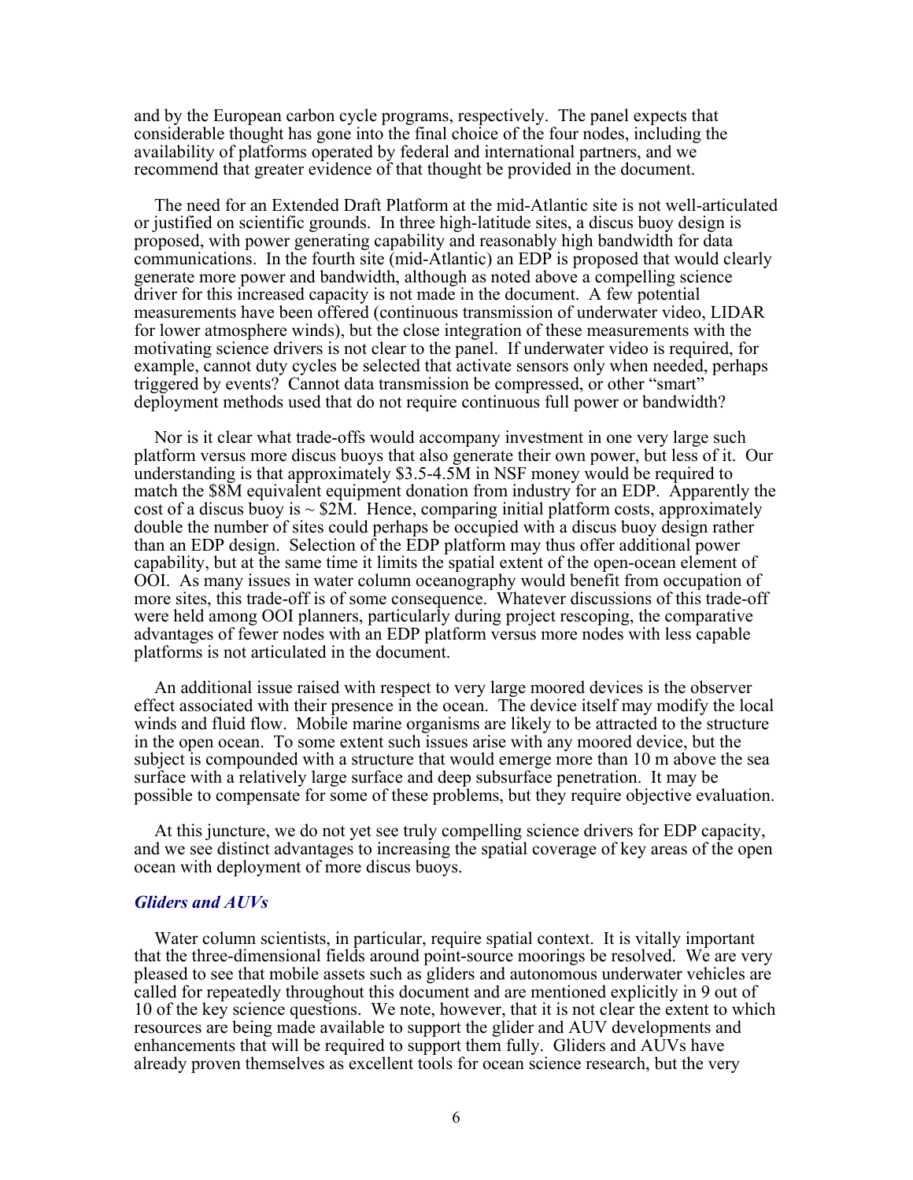and by the European carbon cycle programs, respectively. The panel expects that considerable thought has gone into the final choice of the four nodes, including the availability of platforms operated by federal and international partners, and we recommend that greater evidence of that thought be provided in the document.

The need for an Extended Draft Platform at the mid-Atlantic site is not well-articulated or justified on scientific grounds. In three high-latitude sites, a discus buoy design is proposed, with power generating capability and reasonably high bandwidth for data communications. In the fourth site (mid-Atlantic) an EDP is proposed that would clearly generate more power and bandwidth, although as noted above a compelling science driver for this increased capacity is not made in the document. A few potential measurements have been offered (continuous transmission of underwater video, LIDAR for lower atmosphere winds), but the close integration of these measurements with the motivating science drivers is not clear to the panel. If underwater video is required, for example, cannot duty cycles be selected that activate sensors only when needed, perhaps triggered by events? Cannot data transmission be compressed, or other "smart" deployment methods used that do not require continuous full power or bandwidth?

Nor is it clear what trade-offs would accompany investment in one very large such platform versus more discus buoys that also generate their own power, but less of it. Our understanding is that approximately \$3.5-4.5M in NSF money would be required to match the \$8M equivalent equipment donation from industry for an EDP. Apparently the cost of a discus buoy is ~ \$2M. Hence, comparing initial platform costs, approximately double the number of sites could perhaps be occupied with a discus buoy design rather than an EDP design. Selection of the EDP platform may thus offer additional power capability, but at the same time it limits the spatial extent of the open-ocean element of OOI. As many issues in water column oceanography would benefit from occupation of more sites, this trade-off is of some consequence. Whatever discussions of this trade-off were held among OOI planners, particularly during project rescoping, the comparative advantages of fewer nodes with an EDP platform versus more nodes with less capable platforms is not articulated in the document.

An additional issue raised with respect to very large moored devices is the observer effect associated with their presence in the ocean. The device itself may modify the local winds and fluid flow. Mobile marine organisms are likely to be attracted to the structure in the open ocean. To some extent such issues arise with any moored device, but the subject is compounded with a structure that would emerge more than 10 m above the sea surface with a relatively large surface and deep subsurface penetration. It may be possible to compensate for some of these problems, but they require objective evaluation.

At this juncture, we do not yet see truly compelling science drivers for EDP capacity, and we see distinct advantages to increasing the spatial coverage of key areas of the open ocean with deployment of more discus buoys.

### *Gliders and AUVs*

Water column scientists, in particular, require spatial context. It is vitally important that the three-dimensional fields around point-source moorings be resolved. We are very pleased to see that mobile assets such as gliders and autonomous underwater vehicles are called for repeatedly throughout this document and are mentioned explicitly in 9 out of 10 of the key science questions. We note, however, that it is not clear the extent to which resources are being made available to support the glider and AUV developments and enhancements that will be required to support them fully. Gliders and AUVs have already proven themselves as excellent tools for ocean science research, but the very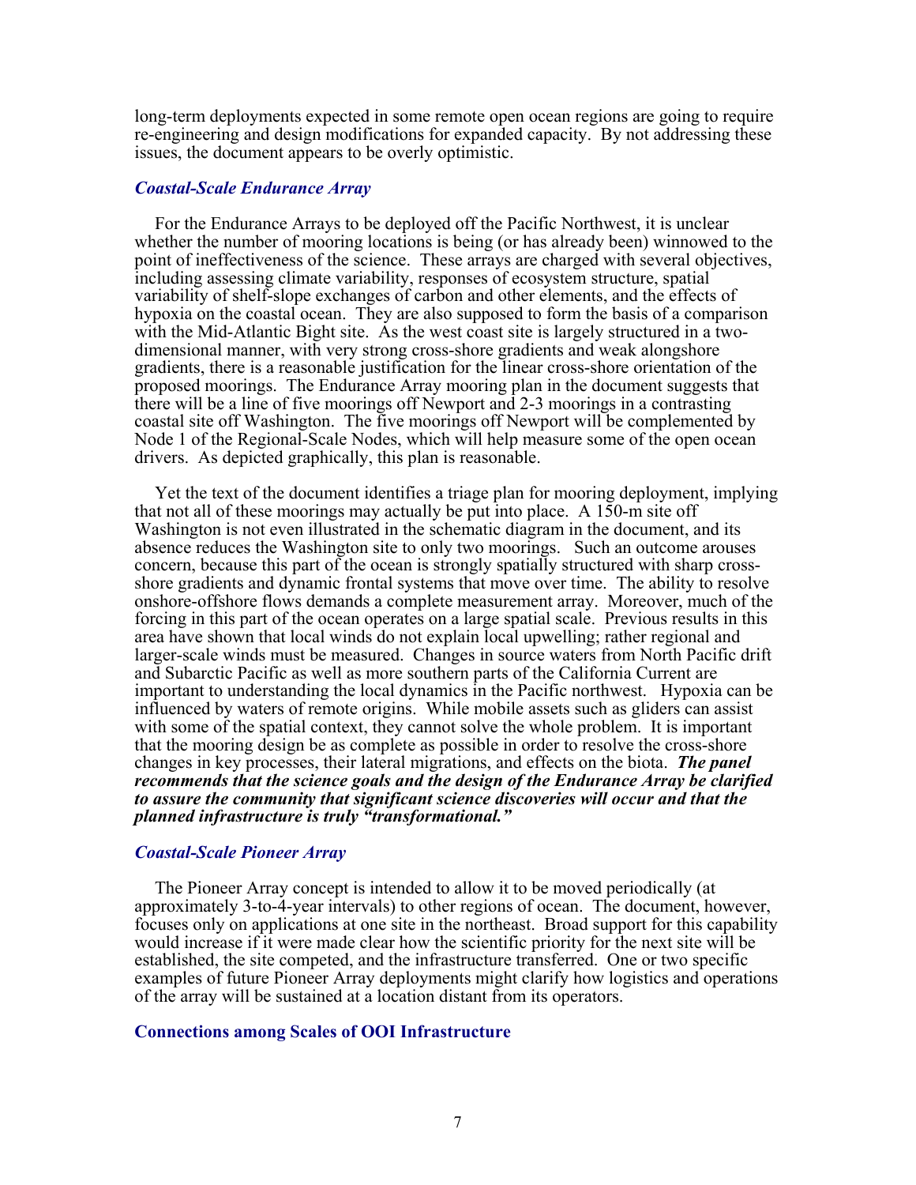long-term deployments expected in some remote open ocean regions are going to require re-engineering and design modifications for expanded capacity. By not addressing these issues, the document appears to be overly optimistic.

### *Coastal-Scale Endurance Array*

For the Endurance Arrays to be deployed off the Pacific Northwest, it is unclear whether the number of mooring locations is being (or has already been) winnowed to the point of ineffectiveness of the science. These arrays are charged with several objectives, including assessing climate variability, responses of ecosystem structure, spatial variability of shelf-slope exchanges of carbon and other elements, and the effects of hypoxia on the coastal ocean. They are also supposed to form the basis of a comparison with the Mid-Atlantic Bight site. As the west coast site is largely structured in a two-dimensional manner, with very strong cross-shore gradients and weak alongshore gradients, there is a reasonable justification for the linear cross-shore orientation of the proposed moorings. The Endurance Array mooring plan in the document suggests that there will be a line of five moorings off Newport and 2-3 moorings in a contrasting coastal site off Washington. The five moorings off Newport will be complemented by Node 1 of the Regional-Scale Nodes, which will help measure some of the open ocean drivers. As depicted graphically, this plan is reasonable.

Yet the text of the document identifies a triage plan for mooring deployment, implying that not all of these moorings may actually be put into place. A 150-m site off Washington is not even illustrated in the schematic diagram in the document, and its absence reduces the Washington site to only two moorings. Such an outcome arouses concern, because this part of the ocean is strongly spatially structured with sharp cross-shore gradients and dynamic frontal systems that move over time. The ability to resolve onshore-offshore flows demands a complete measurement array. Moreover, much of the forcing in this part of the ocean operates on a large spatial scale. Previous results in this area have shown that local winds do not explain local upwelling; rather regional and larger-scale winds must be measured. Changes in source waters from North Pacific drift and Subarctic Pacific as well as more southern parts of the California Current are important to understanding the local dynamics in the Pacific northwest. Hypoxia can be influenced by waters of remote origins. While mobile assets such as gliders can assist with some of the spatial context, they cannot solve the whole problem. It is important that the mooring design be as complete as possible in order to resolve the cross-shore changes in key processes, their lateral migrations, and effects on the biota. ***The panel recommends that the science goals and the design of the Endurance Array be clarified to assure the community that significant science discoveries will occur and that the planned infrastructure is truly "transformational."***

### *Coastal-Scale Pioneer Array*

The Pioneer Array concept is intended to allow it to be moved periodically (at approximately 3-to-4-year intervals) to other regions of ocean. The document, however, focuses only on applications at one site in the northeast. Broad support for this capability would increase if it were made clear how the scientific priority for the next site will be established, the site competed, and the infrastructure transferred. One or two specific examples of future Pioneer Array deployments might clarify how logistics and operations of the array will be sustained at a location distant from its operators.

## Connections among Scales of OOI Infrastructure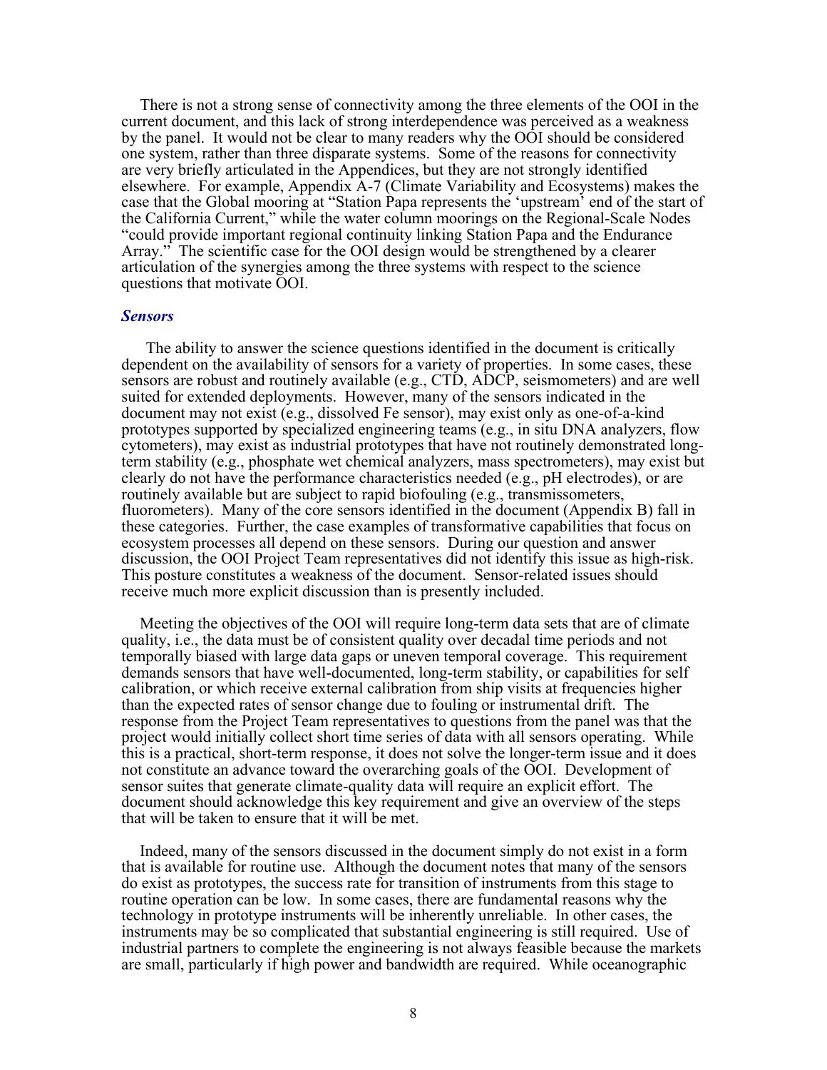There is not a strong sense of connectivity among the three elements of the OOI in the current document, and this lack of strong interdependence was perceived as a weakness by the panel. It would not be clear to many readers why the OOI should be considered one system, rather than three disparate systems. Some of the reasons for connectivity are very briefly articulated in the Appendices, but they are not strongly identified elsewhere. For example, Appendix A-7 (Climate Variability and Ecosystems) makes the case that the Global mooring at "Station Papa represents the 'upstream' end of the start of the California Current," while the water column moorings on the Regional-Scale Nodes "could provide important regional continuity linking Station Papa and the Endurance Array." The scientific case for the OOI design would be strengthened by a clearer articulation of the synergies among the three systems with respect to the science questions that motivate OOI.

### *Sensors*

The ability to answer the science questions identified in the document is critically dependent on the availability of sensors for a variety of properties. In some cases, these sensors are robust and routinely available (e.g., CTD, ADCP, seismometers) and are well suited for extended deployments. However, many of the sensors indicated in the document may not exist (e.g., dissolved Fe sensor), may exist only as one-of-a-kind prototypes supported by specialized engineering teams (e.g., in situ DNA analyzers, flow cytometers), may exist as industrial prototypes that have not routinely demonstrated long-term stability (e.g., phosphate wet chemical analyzers, mass spectrometers), may exist but clearly do not have the performance characteristics needed (e.g., pH electrodes), or are routinely available but are subject to rapid biofouling (e.g., transmissometers, fluorometers). Many of the core sensors identified in the document (Appendix B) fall in these categories. Further, the case examples of transformative capabilities that focus on ecosystem processes all depend on these sensors. During our question and answer discussion, the OOI Project Team representatives did not identify this issue as high-risk. This posture constitutes a weakness of the document. Sensor-related issues should receive much more explicit discussion than is presently included.

Meeting the objectives of the OOI will require long-term data sets that are of climate quality, i.e., the data must be of consistent quality over decadal time periods and not temporally biased with large data gaps or uneven temporal coverage. This requirement demands sensors that have well-documented, long-term stability, or capabilities for self calibration, or which receive external calibration from ship visits at frequencies higher than the expected rates of sensor change due to fouling or instrumental drift. The response from the Project Team representatives to questions from the panel was that the project would initially collect short time series of data with all sensors operating. While this is a practical, short-term response, it does not solve the longer-term issue and it does not constitute an advance toward the overarching goals of the OOI. Development of sensor suites that generate climate-quality data will require an explicit effort. The document should acknowledge this key requirement and give an overview of the steps that will be taken to ensure that it will be met.

Indeed, many of the sensors discussed in the document simply do not exist in a form that is available for routine use. Although the document notes that many of the sensors do exist as prototypes, the success rate for transition of instruments from this stage to routine operation can be low. In some cases, there are fundamental reasons why the technology in prototype instruments will be inherently unreliable. In other cases, the instruments may be so complicated that substantial engineering is still required. Use of industrial partners to complete the engineering is not always feasible because the markets are small, particularly if high power and bandwidth are required. While oceanographic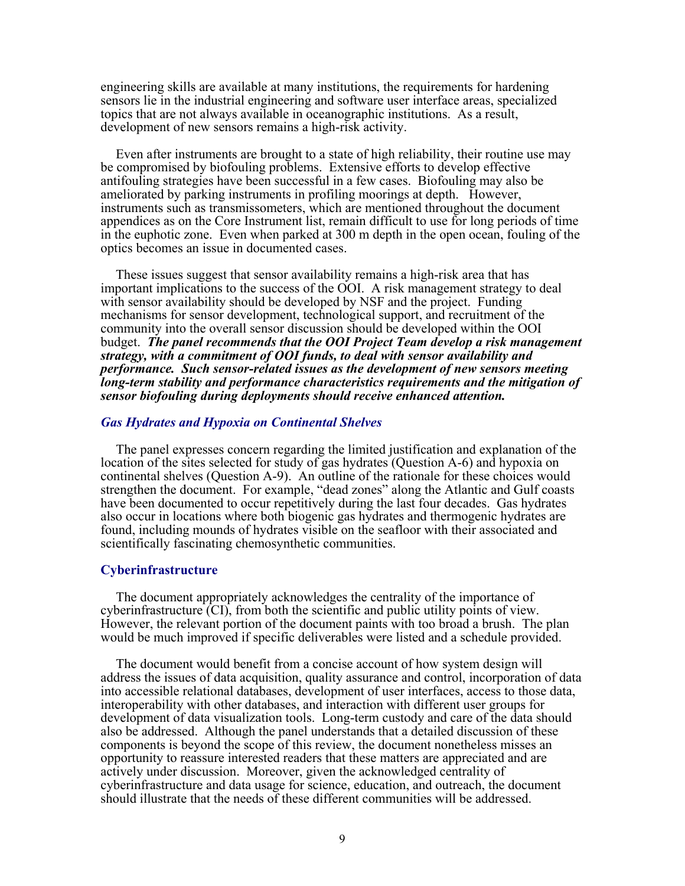engineering skills are available at many institutions, the requirements for hardening sensors lie in the industrial engineering and software user interface areas, specialized topics that are not always available in oceanographic institutions. As a result, development of new sensors remains a high-risk activity.

Even after instruments are brought to a state of high reliability, their routine use may be compromised by biofouling problems. Extensive efforts to develop effective antifouling strategies have been successful in a few cases. Biofouling may also be ameliorated by parking instruments in profiling moorings at depth. However, instruments such as transmissometers, which are mentioned throughout the document appendices as on the Core Instrument list, remain difficult to use for long periods of time in the euphotic zone. Even when parked at 300 m depth in the open ocean, fouling of the optics becomes an issue in documented cases.

These issues suggest that sensor availability remains a high-risk area that has important implications to the success of the OOI. A risk management strategy to deal with sensor availability should be developed by NSF and the project. Funding mechanisms for sensor development, technological support, and recruitment of the community into the overall sensor discussion should be developed within the OOI budget. ***The panel recommends that the OOI Project Team develop a risk management strategy, with a commitment of OOI funds, to deal with sensor availability and performance. Such sensor-related issues as the development of new sensors meeting long-term stability and performance characteristics requirements and the mitigation of sensor biofouling during deployments should receive enhanced attention.***

### *Gas Hydrates and Hypoxia on Continental Shelves*

The panel expresses concern regarding the limited justification and explanation of the location of the sites selected for study of gas hydrates (Question A-6) and hypoxia on continental shelves (Question A-9). An outline of the rationale for these choices would strengthen the document. For example, "dead zones" along the Atlantic and Gulf coasts have been documented to occur repetitively during the last four decades. Gas hydrates also occur in locations where both biogenic gas hydrates and thermogenic hydrates are found, including mounds of hydrates visible on the seafloor with their associated and scientifically fascinating chemosynthetic communities.

## Cyberinfrastructure

The document appropriately acknowledges the centrality of the importance of cyberinfrastructure (CI), from both the scientific and public utility points of view. However, the relevant portion of the document paints with too broad a brush. The plan would be much improved if specific deliverables were listed and a schedule provided.

The document would benefit from a concise account of how system design will address the issues of data acquisition, quality assurance and control, incorporation of data into accessible relational databases, development of user interfaces, access to those data, interoperability with other databases, and interaction with different user groups for development of data visualization tools. Long-term custody and care of the data should also be addressed. Although the panel understands that a detailed discussion of these components is beyond the scope of this review, the document nonetheless misses an opportunity to reassure interested readers that these matters are appreciated and are actively under discussion. Moreover, given the acknowledged centrality of cyberinfrastructure and data usage for science, education, and outreach, the document should illustrate that the needs of these different communities will be addressed.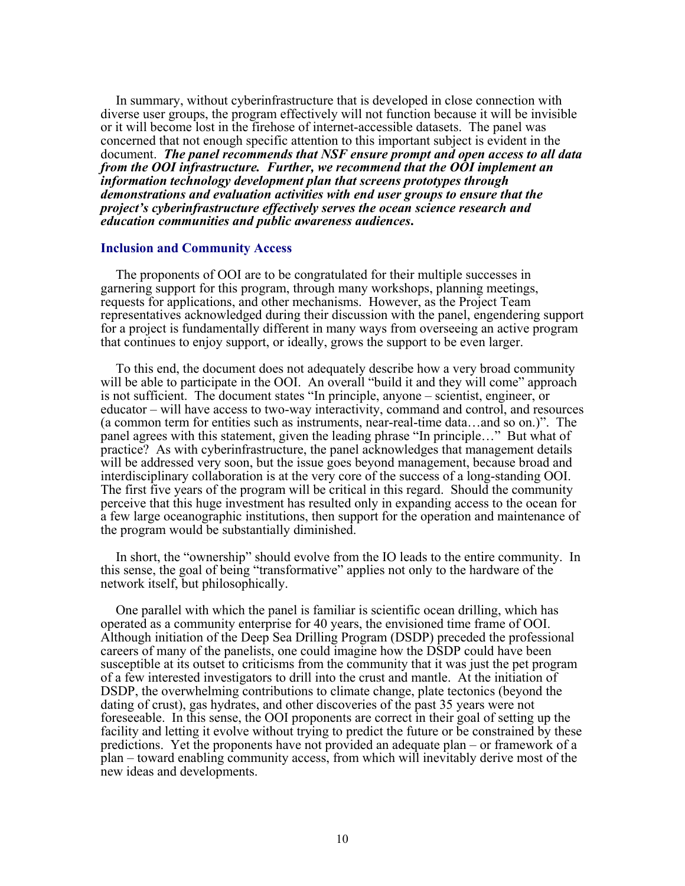In summary, without cyberinfrastructure that is developed in close connection with diverse user groups, the program effectively will not function because it will be invisible or it will become lost in the firehose of internet-accessible datasets. The panel was concerned that not enough specific attention to this important subject is evident in the document. ***The panel recommends that NSF ensure prompt and open access to all data from the OOI infrastructure. Further, we recommend that the OOI implement an information technology development plan that screens prototypes through demonstrations and evaluation activities with end user groups to ensure that the project's cyberinfrastructure effectively serves the ocean science research and education communities and public awareness audiences.***

### Inclusion and Community Access

The proponents of OOI are to be congratulated for their multiple successes in garnering support for this program, through many workshops, planning meetings, requests for applications, and other mechanisms. However, as the Project Team representatives acknowledged during their discussion with the panel, engendering support for a project is fundamentally different in many ways from overseeing an active program that continues to enjoy support, or ideally, grows the support to be even larger.

To this end, the document does not adequately describe how a very broad community will be able to participate in the OOI. An overall "build it and they will come" approach is not sufficient. The document states "In principle, anyone – scientist, engineer, or educator – will have access to two-way interactivity, command and control, and resources (a common term for entities such as instruments, near-real-time data…and so on.)". The panel agrees with this statement, given the leading phrase "In principle…" But what of practice? As with cyberinfrastructure, the panel acknowledges that management details will be addressed very soon, but the issue goes beyond management, because broad and interdisciplinary collaboration is at the very core of the success of a long-standing OOI. The first five years of the program will be critical in this regard. Should the community perceive that this huge investment has resulted only in expanding access to the ocean for a few large oceanographic institutions, then support for the operation and maintenance of the program would be substantially diminished.

In short, the "ownership" should evolve from the IO leads to the entire community. In this sense, the goal of being "transformative" applies not only to the hardware of the network itself, but philosophically.

One parallel with which the panel is familiar is scientific ocean drilling, which has operated as a community enterprise for 40 years, the envisioned time frame of OOI. Although initiation of the Deep Sea Drilling Program (DSDP) preceded the professional careers of many of the panelists, one could imagine how the DSDP could have been susceptible at its outset to criticisms from the community that it was just the pet program of a few interested investigators to drill into the crust and mantle. At the initiation of DSDP, the overwhelming contributions to climate change, plate tectonics (beyond the dating of crust), gas hydrates, and other discoveries of the past 35 years were not foreseeable. In this sense, the OOI proponents are correct in their goal of setting up the facility and letting it evolve without trying to predict the future or be constrained by these predictions. Yet the proponents have not provided an adequate plan – or framework of a plan – toward enabling community access, from which will inevitably derive most of the new ideas and developments.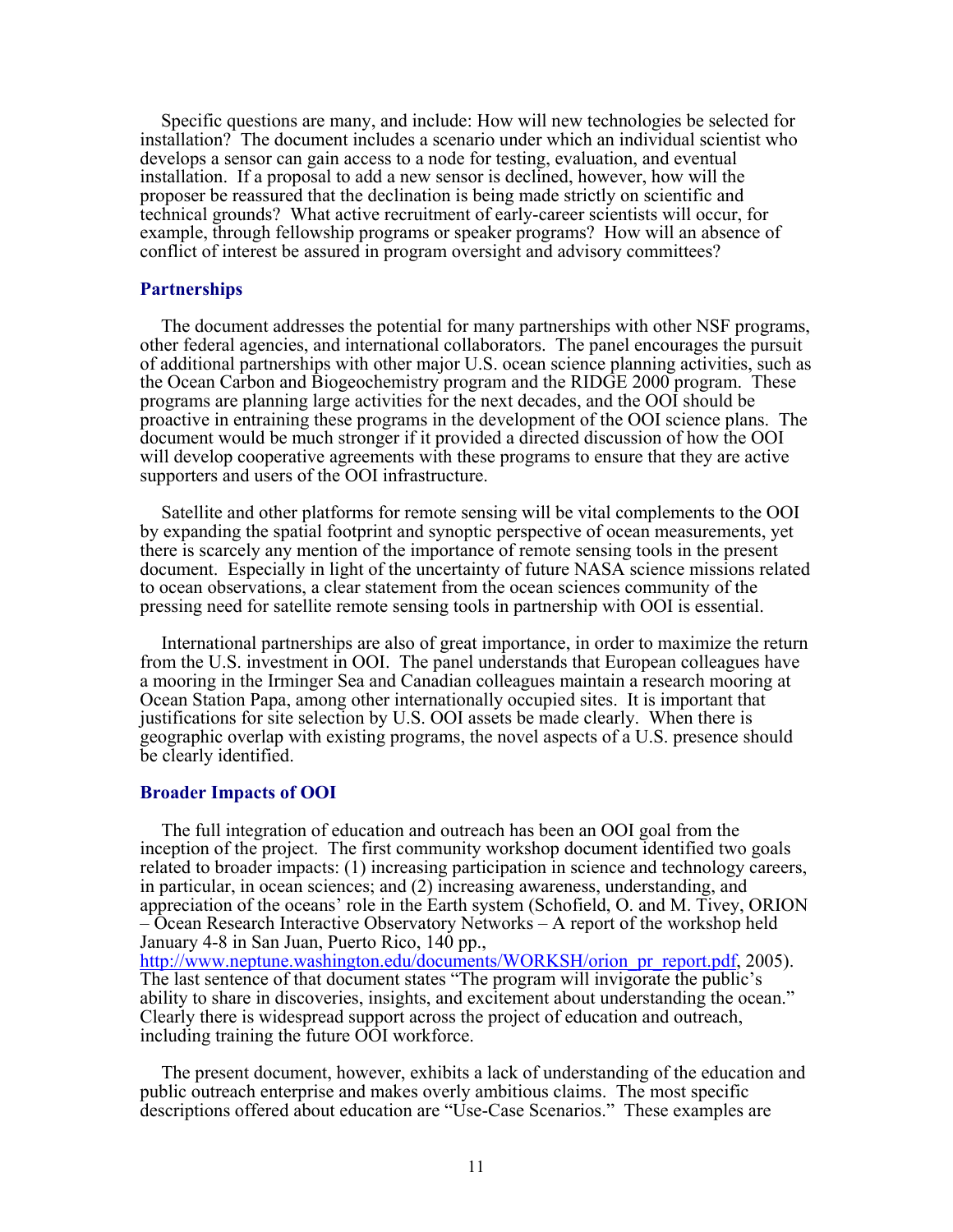Specific questions are many, and include: How will new technologies be selected for installation? The document includes a scenario under which an individual scientist who develops a sensor can gain access to a node for testing, evaluation, and eventual installation. If a proposal to add a new sensor is declined, however, how will the proposer be reassured that the declination is being made strictly on scientific and technical grounds? What active recruitment of early-career scientists will occur, for example, through fellowship programs or speaker programs? How will an absence of conflict of interest be assured in program oversight and advisory committees?

### Partnerships

The document addresses the potential for many partnerships with other NSF programs, other federal agencies, and international collaborators. The panel encourages the pursuit of additional partnerships with other major U.S. ocean science planning activities, such as the Ocean Carbon and Biogeochemistry program and the RIDGE 2000 program. These programs are planning large activities for the next decades, and the OOI should be proactive in entraining these programs in the development of the OOI science plans. The document would be much stronger if it provided a directed discussion of how the OOI will develop cooperative agreements with these programs to ensure that they are active supporters and users of the OOI infrastructure.

Satellite and other platforms for remote sensing will be vital complements to the OOI by expanding the spatial footprint and synoptic perspective of ocean measurements, yet there is scarcely any mention of the importance of remote sensing tools in the present document. Especially in light of the uncertainty of future NASA science missions related to ocean observations, a clear statement from the ocean sciences community of the pressing need for satellite remote sensing tools in partnership with OOI is essential.

International partnerships are also of great importance, in order to maximize the return from the U.S. investment in OOI. The panel understands that European colleagues have a mooring in the Irminger Sea and Canadian colleagues maintain a research mooring at Ocean Station Papa, among other internationally occupied sites. It is important that justifications for site selection by U.S. OOI assets be made clearly. When there is geographic overlap with existing programs, the novel aspects of a U.S. presence should be clearly identified.

### Broader Impacts of OOI

The full integration of education and outreach has been an OOI goal from the inception of the project. The first community workshop document identified two goals related to broader impacts: (1) increasing participation in science and technology careers, in particular, in ocean sciences; and (2) increasing awareness, understanding, and appreciation of the oceans' role in the Earth system (Schofield, O. and M. Tivey, ORION – Ocean Research Interactive Observatory Networks – A report of the workshop held January 4-8 in San Juan, Puerto Rico, 140 pp., http://www.neptune.washington.edu/documents/WORKSH/orion_pr_report.pdf, 2005). The last sentence of that document states "The program will invigorate the public's ability to share in discoveries, insights, and excitement about understanding the ocean." Clearly there is widespread support across the project of education and outreach, including training the future OOI workforce.

The present document, however, exhibits a lack of understanding of the education and public outreach enterprise and makes overly ambitious claims. The most specific descriptions offered about education are "Use-Case Scenarios." These examples are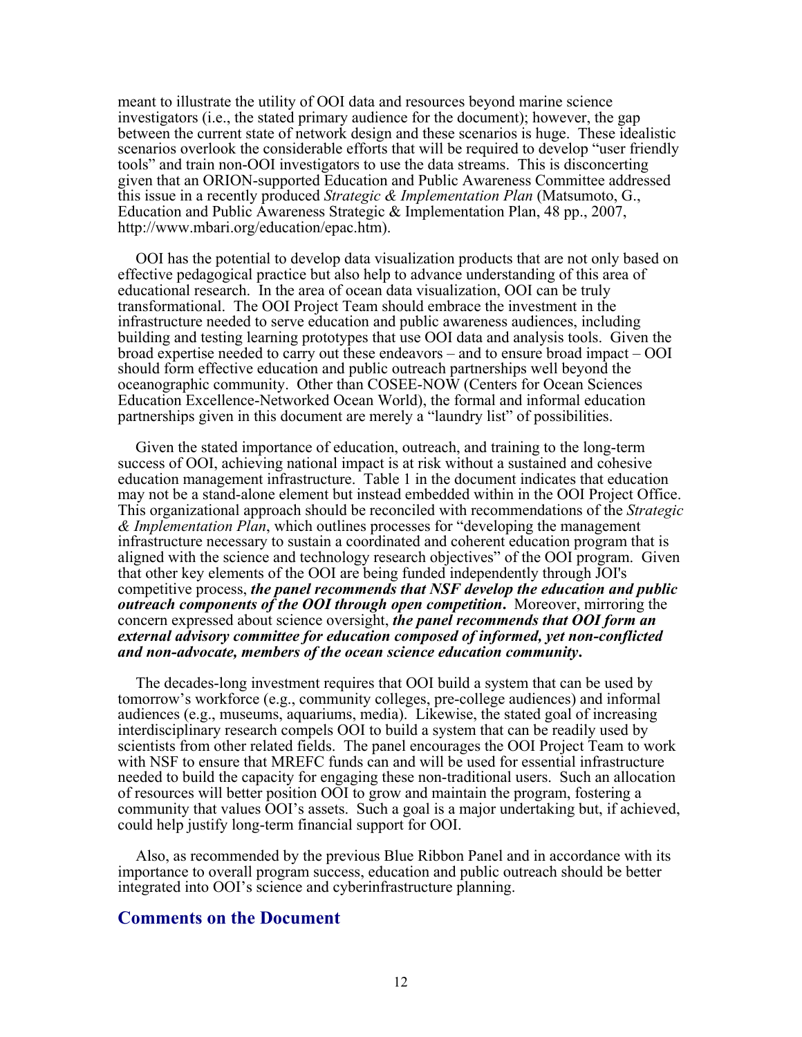meant to illustrate the utility of OOI data and resources beyond marine science investigators (i.e., the stated primary audience for the document); however, the gap between the current state of network design and these scenarios is huge. These idealistic scenarios overlook the considerable efforts that will be required to develop "user friendly tools" and train non-OOI investigators to use the data streams. This is disconcerting given that an ORION-supported Education and Public Awareness Committee addressed this issue in a recently produced *Strategic & Implementation Plan* (Matsumoto, G., Education and Public Awareness Strategic & Implementation Plan, 48 pp., 2007, http://www.mbari.org/education/epac.htm).

OOI has the potential to develop data visualization products that are not only based on effective pedagogical practice but also help to advance understanding of this area of educational research. In the area of ocean data visualization, OOI can be truly transformational. The OOI Project Team should embrace the investment in the infrastructure needed to serve education and public awareness audiences, including building and testing learning prototypes that use OOI data and analysis tools. Given the broad expertise needed to carry out these endeavors – and to ensure broad impact – OOI should form effective education and public outreach partnerships well beyond the oceanographic community. Other than COSEE-NOW (Centers for Ocean Sciences Education Excellence-Networked Ocean World), the formal and informal education partnerships given in this document are merely a "laundry list" of possibilities.

Given the stated importance of education, outreach, and training to the long-term success of OOI, achieving national impact is at risk without a sustained and cohesive education management infrastructure. Table 1 in the document indicates that education may not be a stand-alone element but instead embedded within in the OOI Project Office. This organizational approach should be reconciled with recommendations of the *Strategic & Implementation Plan*, which outlines processes for "developing the management infrastructure necessary to sustain a coordinated and coherent education program that is aligned with the science and technology research objectives" of the OOI program. Given that other key elements of the OOI are being funded independently through JOI's competitive process, ***the panel recommends that NSF develop the education and public outreach components of the OOI through open competition*.** Moreover, mirroring the concern expressed about science oversight, ***the panel recommends that OOI form an external advisory committee for education composed of informed, yet non-conflicted and non-advocate, members of the ocean science education community*.**

The decades-long investment requires that OOI build a system that can be used by tomorrow's workforce (e.g., community colleges, pre-college audiences) and informal audiences (e.g., museums, aquariums, media). Likewise, the stated goal of increasing interdisciplinary research compels OOI to build a system that can be readily used by scientists from other related fields. The panel encourages the OOI Project Team to work with NSF to ensure that MREFC funds can and will be used for essential infrastructure needed to build the capacity for engaging these non-traditional users. Such an allocation of resources will better position OOI to grow and maintain the program, fostering a community that values OOI's assets. Such a goal is a major undertaking but, if achieved, could help justify long-term financial support for OOI.

Also, as recommended by the previous Blue Ribbon Panel and in accordance with its importance to overall program success, education and public outreach should be better integrated into OOI's science and cyberinfrastructure planning.

## Comments on the Document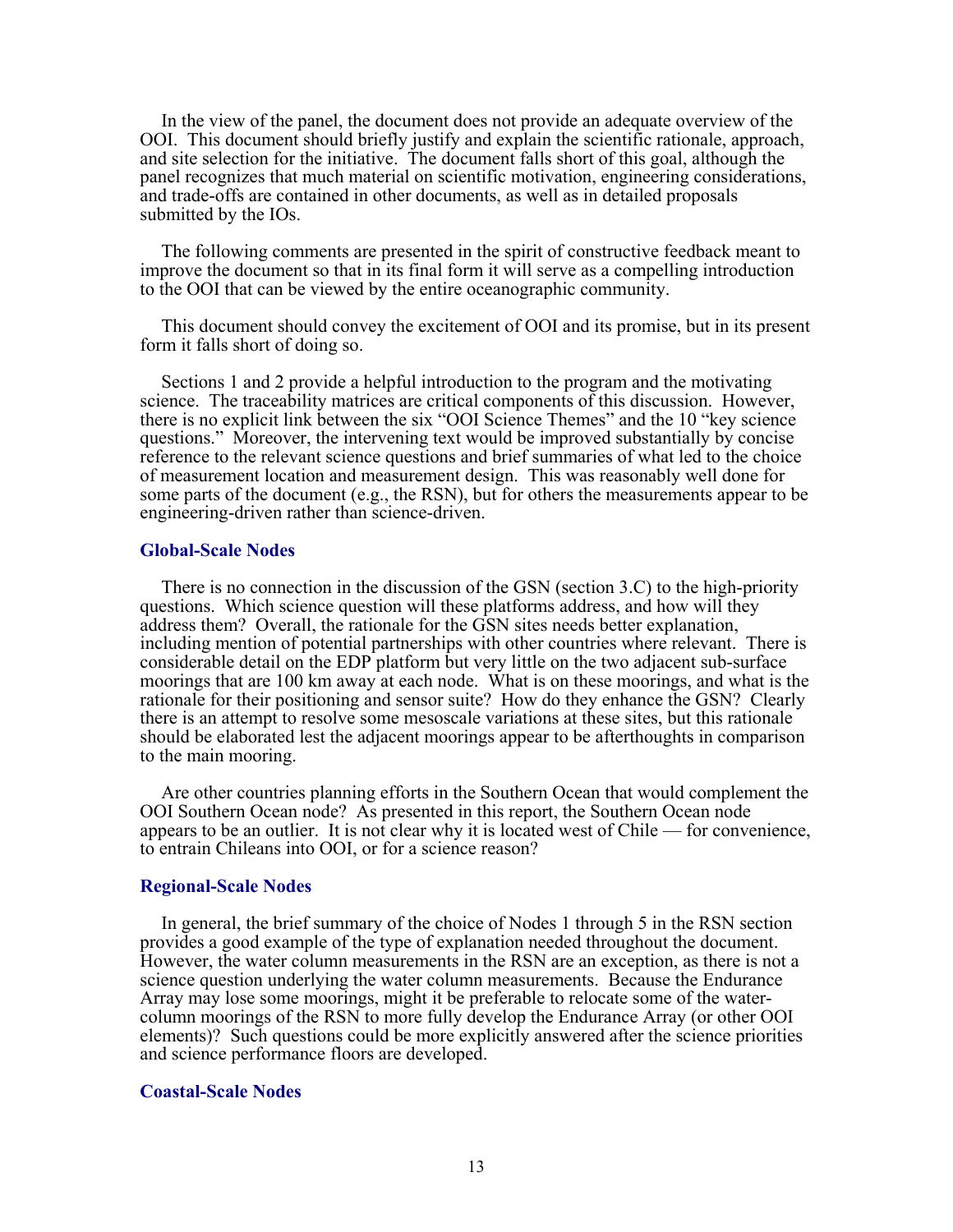In the view of the panel, the document does not provide an adequate overview of the OOI. This document should briefly justify and explain the scientific rationale, approach, and site selection for the initiative. The document falls short of this goal, although the panel recognizes that much material on scientific motivation, engineering considerations, and trade-offs are contained in other documents, as well as in detailed proposals submitted by the IOs.

The following comments are presented in the spirit of constructive feedback meant to improve the document so that in its final form it will serve as a compelling introduction to the OOI that can be viewed by the entire oceanographic community.

This document should convey the excitement of OOI and its promise, but in its present form it falls short of doing so.

Sections 1 and 2 provide a helpful introduction to the program and the motivating science. The traceability matrices are critical components of this discussion. However, there is no explicit link between the six "OOI Science Themes" and the 10 "key science questions." Moreover, the intervening text would be improved substantially by concise reference to the relevant science questions and brief summaries of what led to the choice of measurement location and measurement design. This was reasonably well done for some parts of the document (e.g., the RSN), but for others the measurements appear to be engineering-driven rather than science-driven.

### Global-Scale Nodes

There is no connection in the discussion of the GSN (section 3.C) to the high-priority questions. Which science question will these platforms address, and how will they address them? Overall, the rationale for the GSN sites needs better explanation, including mention of potential partnerships with other countries where relevant. There is considerable detail on the EDP platform but very little on the two adjacent sub-surface moorings that are 100 km away at each node. What is on these moorings, and what is the rationale for their positioning and sensor suite? How do they enhance the GSN? Clearly there is an attempt to resolve some mesoscale variations at these sites, but this rationale should be elaborated lest the adjacent moorings appear to be afterthoughts in comparison to the main mooring.

Are other countries planning efforts in the Southern Ocean that would complement the OOI Southern Ocean node? As presented in this report, the Southern Ocean node appears to be an outlier. It is not clear why it is located west of Chile — for convenience, to entrain Chileans into OOI, or for a science reason?

### Regional-Scale Nodes

In general, the brief summary of the choice of Nodes 1 through 5 in the RSN section provides a good example of the type of explanation needed throughout the document. However, the water column measurements in the RSN are an exception, as there is not a science question underlying the water column measurements. Because the Endurance Array may lose some moorings, might it be preferable to relocate some of the water-column moorings of the RSN to more fully develop the Endurance Array (or other OOI elements)? Such questions could be more explicitly answered after the science priorities and science performance floors are developed.

### Coastal-Scale Nodes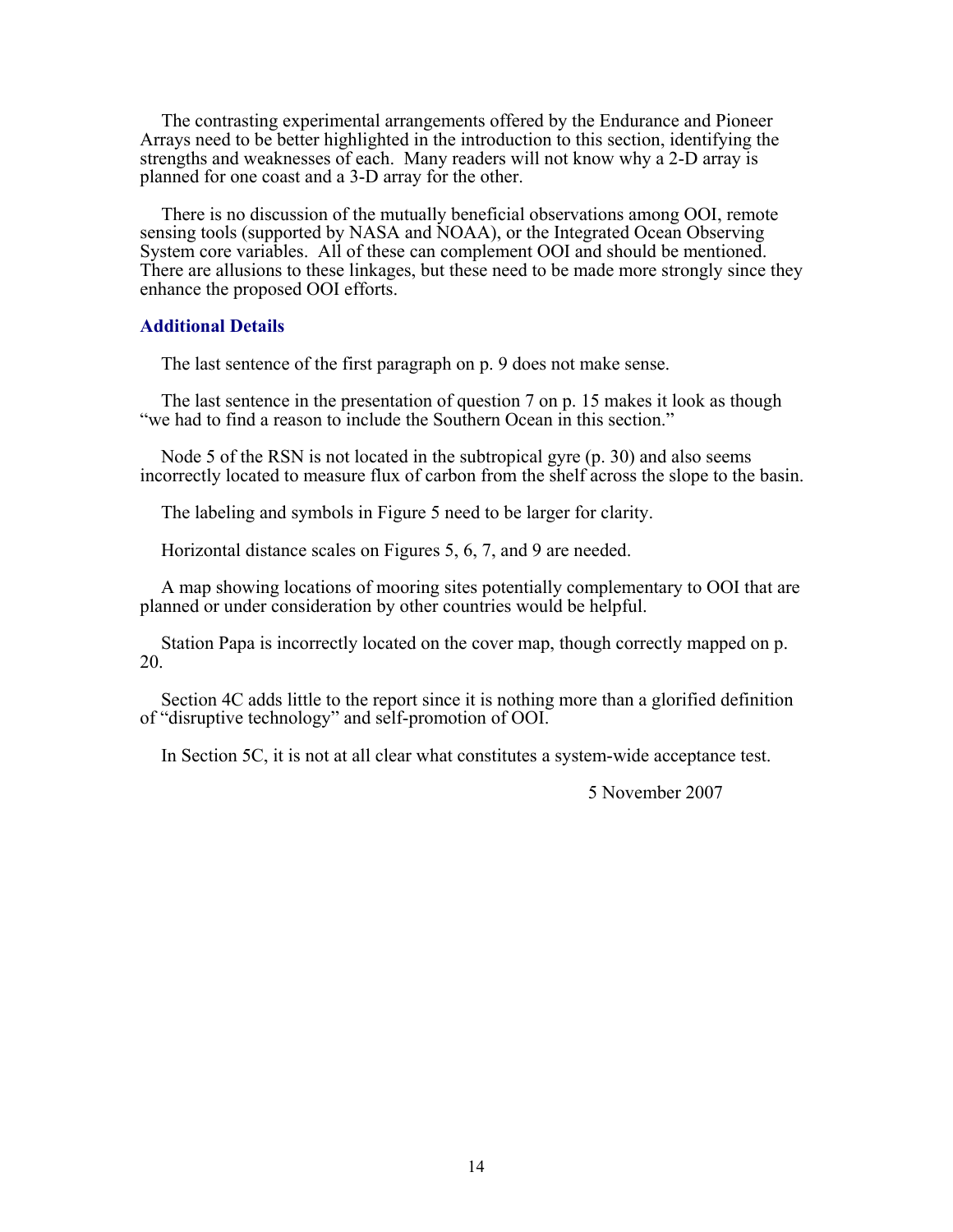The contrasting experimental arrangements offered by the Endurance and Pioneer Arrays need to be better highlighted in the introduction to this section, identifying the strengths and weaknesses of each. Many readers will not know why a 2-D array is planned for one coast and a 3-D array for the other.

There is no discussion of the mutually beneficial observations among OOI, remote sensing tools (supported by NASA and NOAA), or the Integrated Ocean Observing System core variables. All of these can complement OOI and should be mentioned. There are allusions to these linkages, but these need to be made more strongly since they enhance the proposed OOI efforts.

### Additional Details

The last sentence of the first paragraph on p. 9 does not make sense.

The last sentence in the presentation of question 7 on p. 15 makes it look as though "we had to find a reason to include the Southern Ocean in this section."

Node 5 of the RSN is not located in the subtropical gyre (p. 30) and also seems incorrectly located to measure flux of carbon from the shelf across the slope to the basin.

The labeling and symbols in Figure 5 need to be larger for clarity.

Horizontal distance scales on Figures 5, 6, 7, and 9 are needed.

A map showing locations of mooring sites potentially complementary to OOI that are planned or under consideration by other countries would be helpful.

Station Papa is incorrectly located on the cover map, though correctly mapped on p. 20.

Section 4C adds little to the report since it is nothing more than a glorified definition of "disruptive technology" and self-promotion of OOI.

In Section 5C, it is not at all clear what constitutes a system-wide acceptance test.

5 November 2007